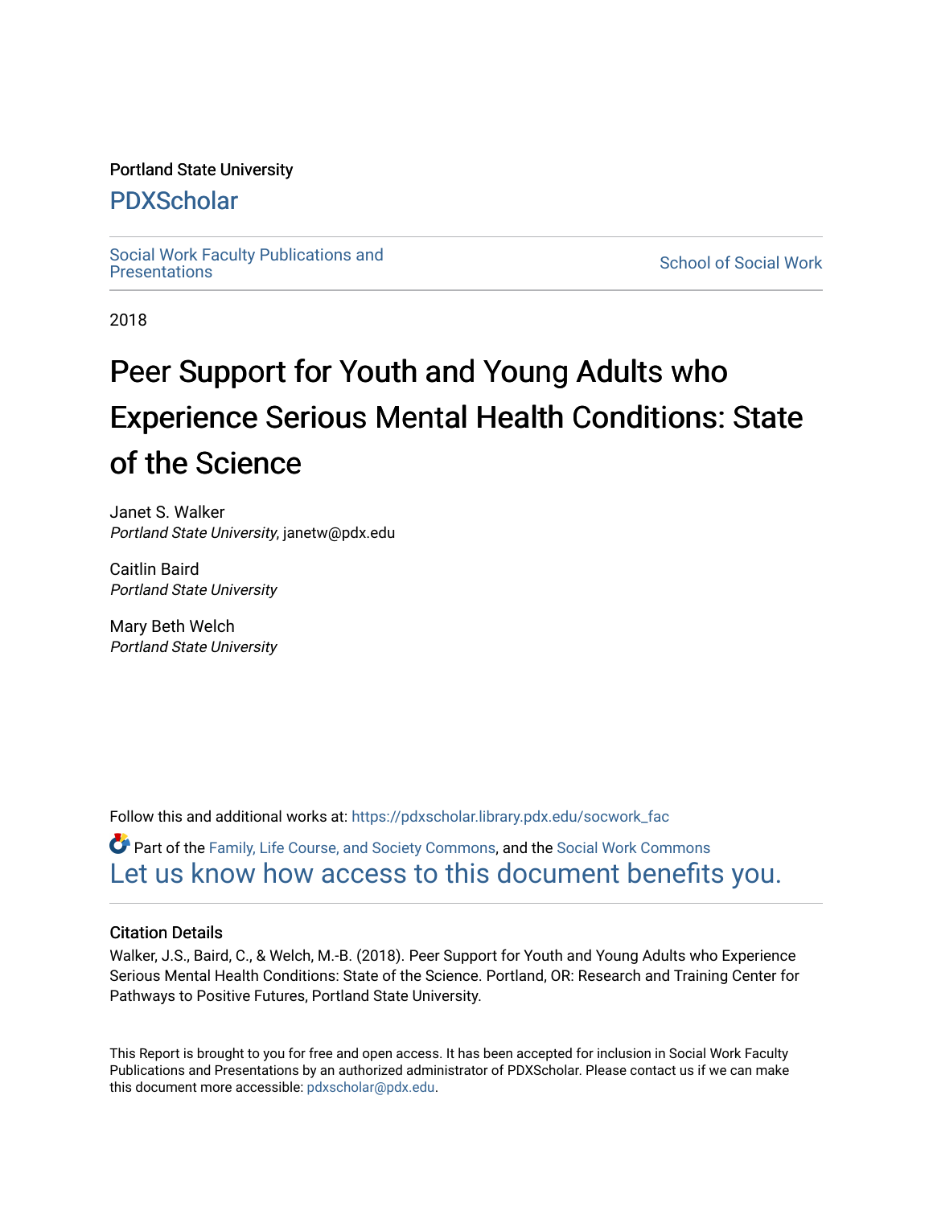Portland State University

# PDXScholar

Social Work Faculty Publications and Presentations

School of Social Work

2018

# Peer Support for Youth and Young Adults who Experience Serious Mental Health Conditions: State of the Science

Janet S. Walker
*Portland State University*, janetw@pdx.edu

Caitlin Baird
*Portland State University*

Mary Beth Welch
*Portland State University*

Follow this and additional works at: https://pdxscholar.library.pdx.edu/socwork_fac

Part of the Family, Life Course, and Society Commons, and the Social Work Commons

Let us know how access to this document benefits you.

## Citation Details

Walker, J.S., Baird, C., & Welch, M.-B. (2018). Peer Support for Youth and Young Adults who Experience Serious Mental Health Conditions: State of the Science. Portland, OR: Research and Training Center for Pathways to Positive Futures, Portland State University.

This Report is brought to you for free and open access. It has been accepted for inclusion in Social Work Faculty Publications and Presentations by an authorized administrator of PDXScholar. Please contact us if we can make this document more accessible: pdxscholar@pdx.edu.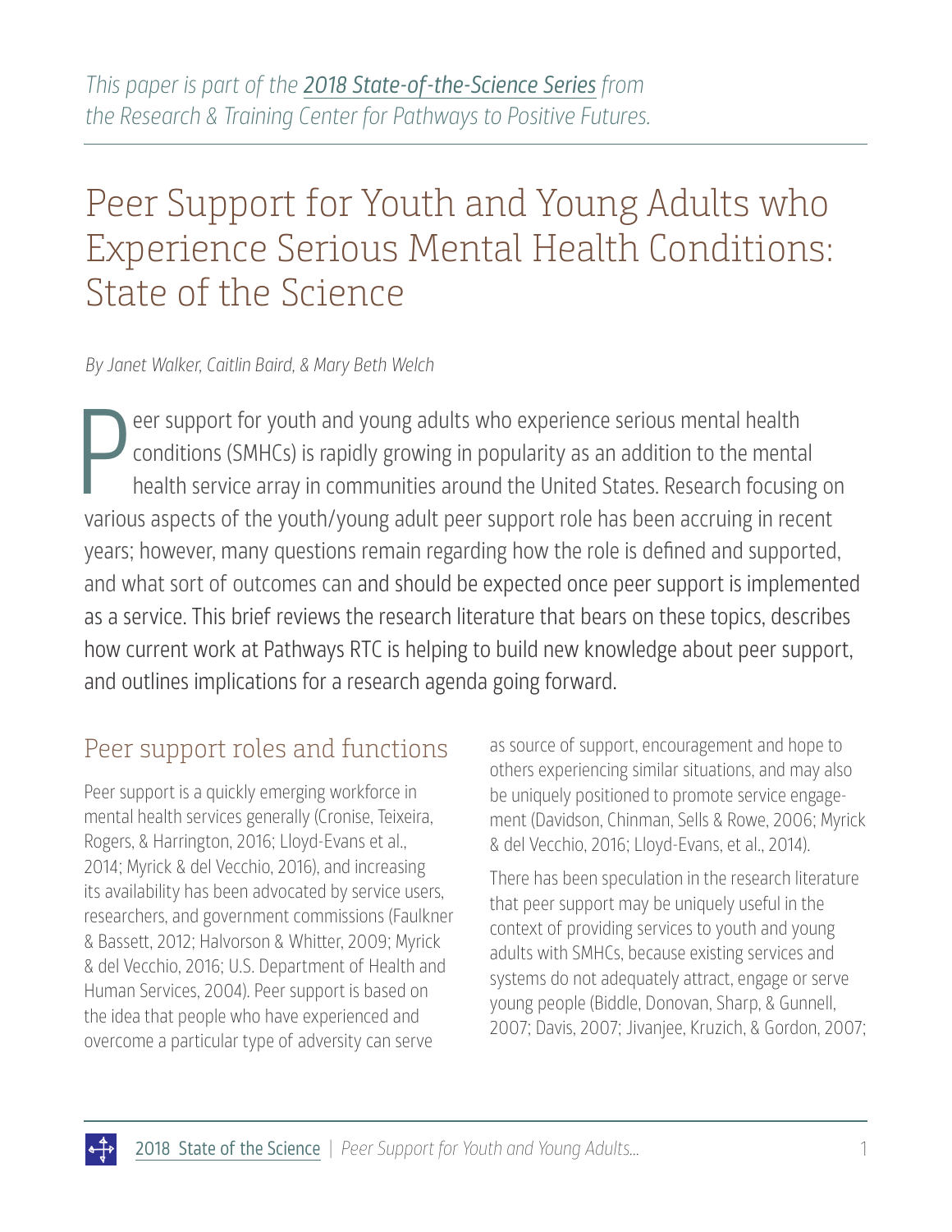*This paper is part of the [2018 State-of-the-Science Series](#) from the Research & Training Center for Pathways to Positive Futures.*

# Peer Support for Youth and Young Adults who Experience Serious Mental Health Conditions: State of the Science

*By Janet Walker, Caitlin Baird, & Mary Beth Welch*

Peer support for youth and young adults who experience serious mental health conditions (SMHCs) is rapidly growing in popularity as an addition to the mental health service array in communities around the United States. Research focusing on various aspects of the youth/young adult peer support role has been accruing in recent years; however, many questions remain regarding how the role is defined and supported, and what sort of outcomes can and should be expected once peer support is implemented as a service. This brief reviews the research literature that bears on these topics, describes how current work at Pathways RTC is helping to build new knowledge about peer support, and outlines implications for a research agenda going forward.

## Peer support roles and functions

Peer support is a quickly emerging workforce in mental health services generally (Cronise, Teixeira, Rogers, & Harrington, 2016; Lloyd-Evans et al., 2014; Myrick & del Vecchio, 2016), and increasing its availability has been advocated by service users, researchers, and government commissions (Faulkner & Bassett, 2012; Halvorson & Whitter, 2009; Myrick & del Vecchio, 2016; U.S. Department of Health and Human Services, 2004). Peer support is based on the idea that people who have experienced and overcome a particular type of adversity can serve as source of support, encouragement and hope to others experiencing similar situations, and may also be uniquely positioned to promote service engagement (Davidson, Chinman, Sells & Rowe, 2006; Myrick & del Vecchio, 2016; Lloyd-Evans, et al., 2014).

There has been speculation in the research literature that peer support may be uniquely useful in the context of providing services to youth and young adults with SMHCs, because existing services and systems do not adequately attract, engage or serve young people (Biddle, Donovan, Sharp, & Gunnell, 2007; Davis, 2007; Jivanjee, Kruzich, & Gordon, 2007;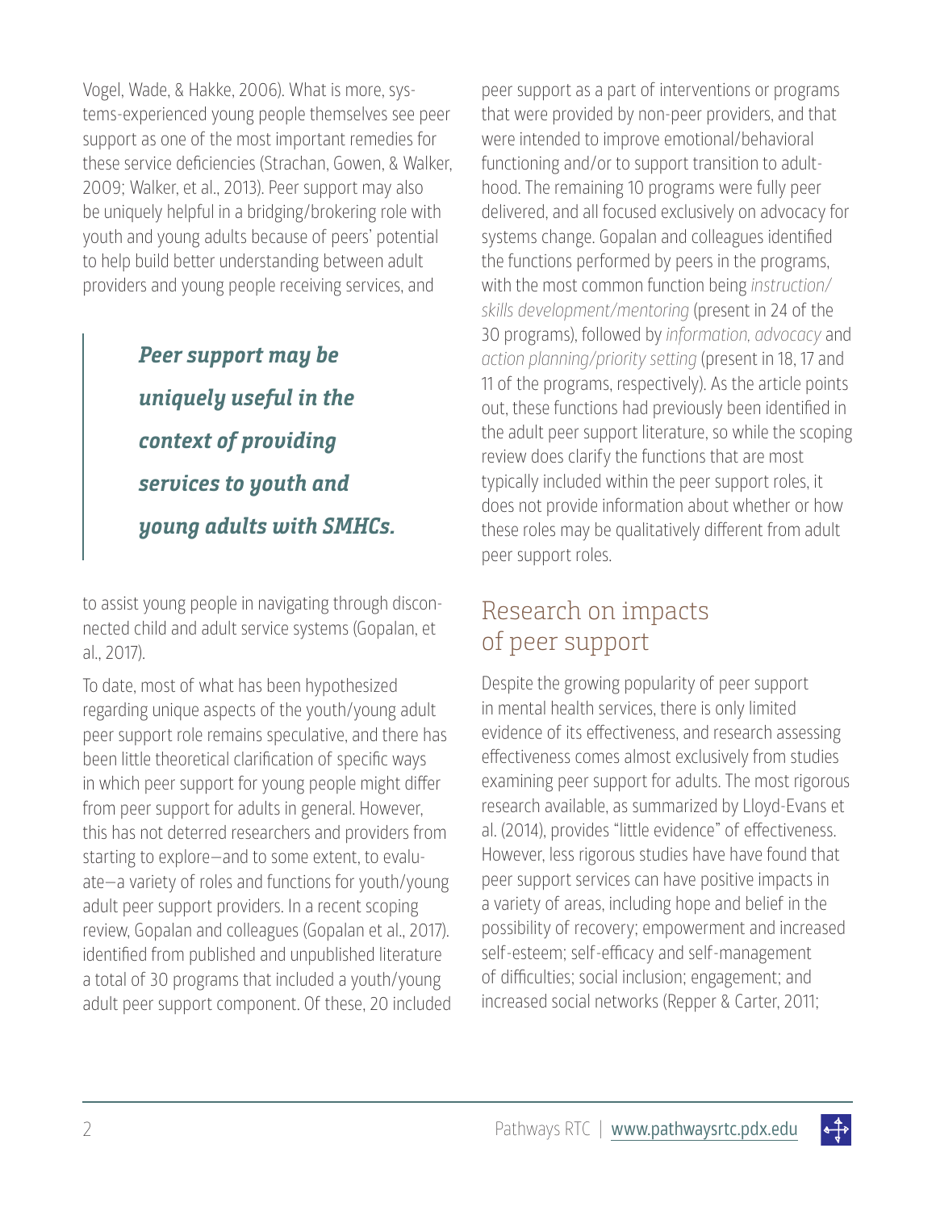Vogel, Wade, & Hakke, 2006). What is more, systems-experienced young people themselves see peer support as one of the most important remedies for these service deficiencies (Strachan, Gowen, & Walker, 2009; Walker, et al., 2013). Peer support may also be uniquely helpful in a bridging/brokering role with youth and young adults because of peers' potential to help build better understanding between adult providers and young people receiving services, and to assist young people in navigating through disconnected child and adult service systems (Gopalan, et al., 2017).

> ***Peer support may be uniquely useful in the context of providing services to youth and young adults with SMHCs.***

To date, most of what has been hypothesized regarding unique aspects of the youth/young adult peer support role remains speculative, and there has been little theoretical clarification of specific ways in which peer support for young people might differ from peer support for adults in general. However, this has not deterred researchers and providers from starting to explore—and to some extent, to evaluate—a variety of roles and functions for youth/young adult peer support providers. In a recent scoping review, Gopalan and colleagues (Gopalan et al., 2017). identified from published and unpublished literature a total of 30 programs that included a youth/young adult peer support component. Of these, 20 included peer support as a part of interventions or programs that were provided by non-peer providers, and that were intended to improve emotional/behavioral functioning and/or to support transition to adulthood. The remaining 10 programs were fully peer delivered, and all focused exclusively on advocacy for systems change. Gopalan and colleagues identified the functions performed by peers in the programs, with the most common function being *instruction/skills development/mentoring* (present in 24 of the 30 programs), followed by *information, advocacy* and *action planning/priority setting* (present in 18, 17 and 11 of the programs, respectively). As the article points out, these functions had previously been identified in the adult peer support literature, so while the scoping review does clarify the functions that are most typically included within the peer support roles, it does not provide information about whether or how these roles may be qualitatively different from adult peer support roles.

## Research on impacts of peer support

Despite the growing popularity of peer support in mental health services, there is only limited evidence of its effectiveness, and research assessing effectiveness comes almost exclusively from studies examining peer support for adults. The most rigorous research available, as summarized by Lloyd-Evans et al. (2014), provides "little evidence" of effectiveness. However, less rigorous studies have have found that peer support services can have positive impacts in a variety of areas, including hope and belief in the possibility of recovery; empowerment and increased self-esteem; self-efficacy and self-management of difficulties; social inclusion; engagement; and increased social networks (Repper & Carter, 2011;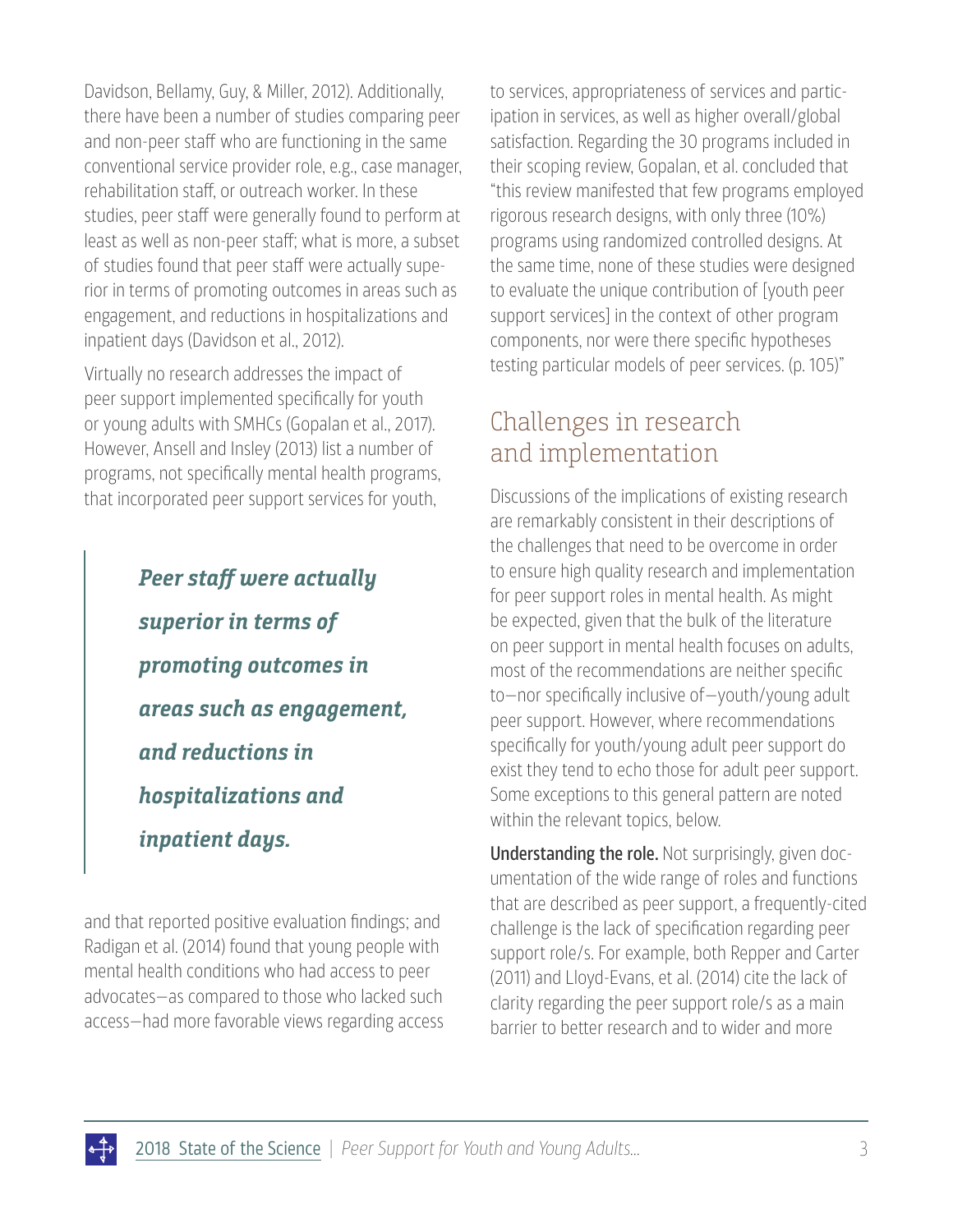Davidson, Bellamy, Guy, & Miller, 2012). Additionally, there have been a number of studies comparing peer and non-peer staff who are functioning in the same conventional service provider role, e.g., case manager, rehabilitation staff, or outreach worker. In these studies, peer staff were generally found to perform at least as well as non-peer staff; what is more, a subset of studies found that peer staff were actually superior in terms of promoting outcomes in areas such as engagement, and reductions in hospitalizations and inpatient days (Davidson et al., 2012).

Virtually no research addresses the impact of peer support implemented specifically for youth or young adults with SMHCs (Gopalan et al., 2017). However, Ansell and Insley (2013) list a number of programs, not specifically mental health programs, that incorporated peer support services for youth, and that reported positive evaluation findings; and Radigan et al. (2014) found that young people with mental health conditions who had access to peer advocates—as compared to those who lacked such access—had more favorable views regarding access to services, appropriateness of services and participation in services, as well as higher overall/global satisfaction. Regarding the 30 programs included in their scoping review, Gopalan, et al. concluded that "this review manifested that few programs employed rigorous research designs, with only three (10%) programs using randomized controlled designs. At the same time, none of these studies were designed to evaluate the unique contribution of [youth peer support services] in the context of other program components, nor were there specific hypotheses testing particular models of peer services. (p. 105)"

> ***Peer staff were actually superior in terms of promoting outcomes in areas such as engagement, and reductions in hospitalizations and inpatient days.***

## Challenges in research and implementation

Discussions of the implications of existing research are remarkably consistent in their descriptions of the challenges that need to be overcome in order to ensure high quality research and implementation for peer support roles in mental health. As might be expected, given that the bulk of the literature on peer support in mental health focuses on adults, most of the recommendations are neither specific to—nor specifically inclusive of—youth/young adult peer support. However, where recommendations specifically for youth/young adult peer support do exist they tend to echo those for adult peer support. Some exceptions to this general pattern are noted within the relevant topics, below.

**Understanding the role.** Not surprisingly, given documentation of the wide range of roles and functions that are described as peer support, a frequently-cited challenge is the lack of specification regarding peer support role/s. For example, both Repper and Carter (2011) and Lloyd-Evans, et al. (2014) cite the lack of clarity regarding the peer support role/s as a main barrier to better research and to wider and more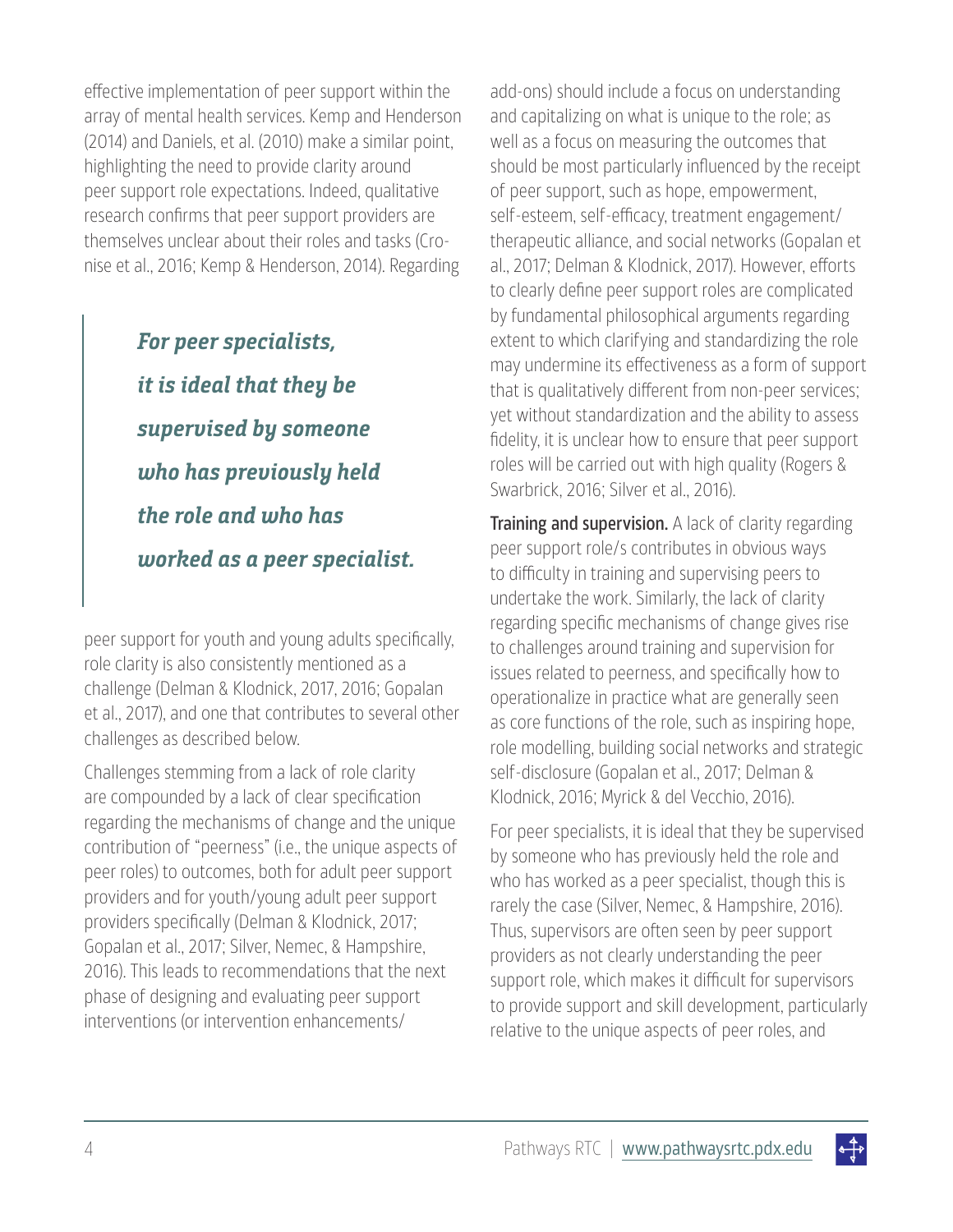effective implementation of peer support within the array of mental health services. Kemp and Henderson (2014) and Daniels, et al. (2010) make a similar point, highlighting the need to provide clarity around peer support role expectations. Indeed, qualitative research confirms that peer support providers are themselves unclear about their roles and tasks (Cronise et al., 2016; Kemp & Henderson, 2014). Regarding peer support for youth and young adults specifically, role clarity is also consistently mentioned as a challenge (Delman & Klodnick, 2017, 2016; Gopalan et al., 2017), and one that contributes to several other challenges as described below.

> ***For peer specialists, it is ideal that they be supervised by someone who has previously held the role and who has worked as a peer specialist.***

Challenges stemming from a lack of role clarity are compounded by a lack of clear specification regarding the mechanisms of change and the unique contribution of "peerness" (i.e., the unique aspects of peer roles) to outcomes, both for adult peer support providers and for youth/young adult peer support providers specifically (Delman & Klodnick, 2017; Gopalan et al., 2017; Silver, Nemec, & Hampshire, 2016). This leads to recommendations that the next phase of designing and evaluating peer support interventions (or intervention enhancements/add-ons) should include a focus on understanding and capitalizing on what is unique to the role; as well as a focus on measuring the outcomes that should be most particularly influenced by the receipt of peer support, such as hope, empowerment, self-esteem, self-efficacy, treatment engagement/therapeutic alliance, and social networks (Gopalan et al., 2017; Delman & Klodnick, 2017). However, efforts to clearly define peer support roles are complicated by fundamental philosophical arguments regarding extent to which clarifying and standardizing the role may undermine its effectiveness as a form of support that is qualitatively different from non-peer services; yet without standardization and the ability to assess fidelity, it is unclear how to ensure that peer support roles will be carried out with high quality (Rogers & Swarbrick, 2016; Silver et al., 2016).

**Training and supervision.** A lack of clarity regarding peer support role/s contributes in obvious ways to difficulty in training and supervising peers to undertake the work. Similarly, the lack of clarity regarding specific mechanisms of change gives rise to challenges around training and supervision for issues related to peerness, and specifically how to operationalize in practice what are generally seen as core functions of the role, such as inspiring hope, role modelling, building social networks and strategic self-disclosure (Gopalan et al., 2017; Delman & Klodnick, 2016; Myrick & del Vecchio, 2016).

For peer specialists, it is ideal that they be supervised by someone who has previously held the role and who has worked as a peer specialist, though this is rarely the case (Silver, Nemec, & Hampshire, 2016). Thus, supervisors are often seen by peer support providers as not clearly understanding the peer support role, which makes it difficult for supervisors to provide support and skill development, particularly relative to the unique aspects of peer roles, and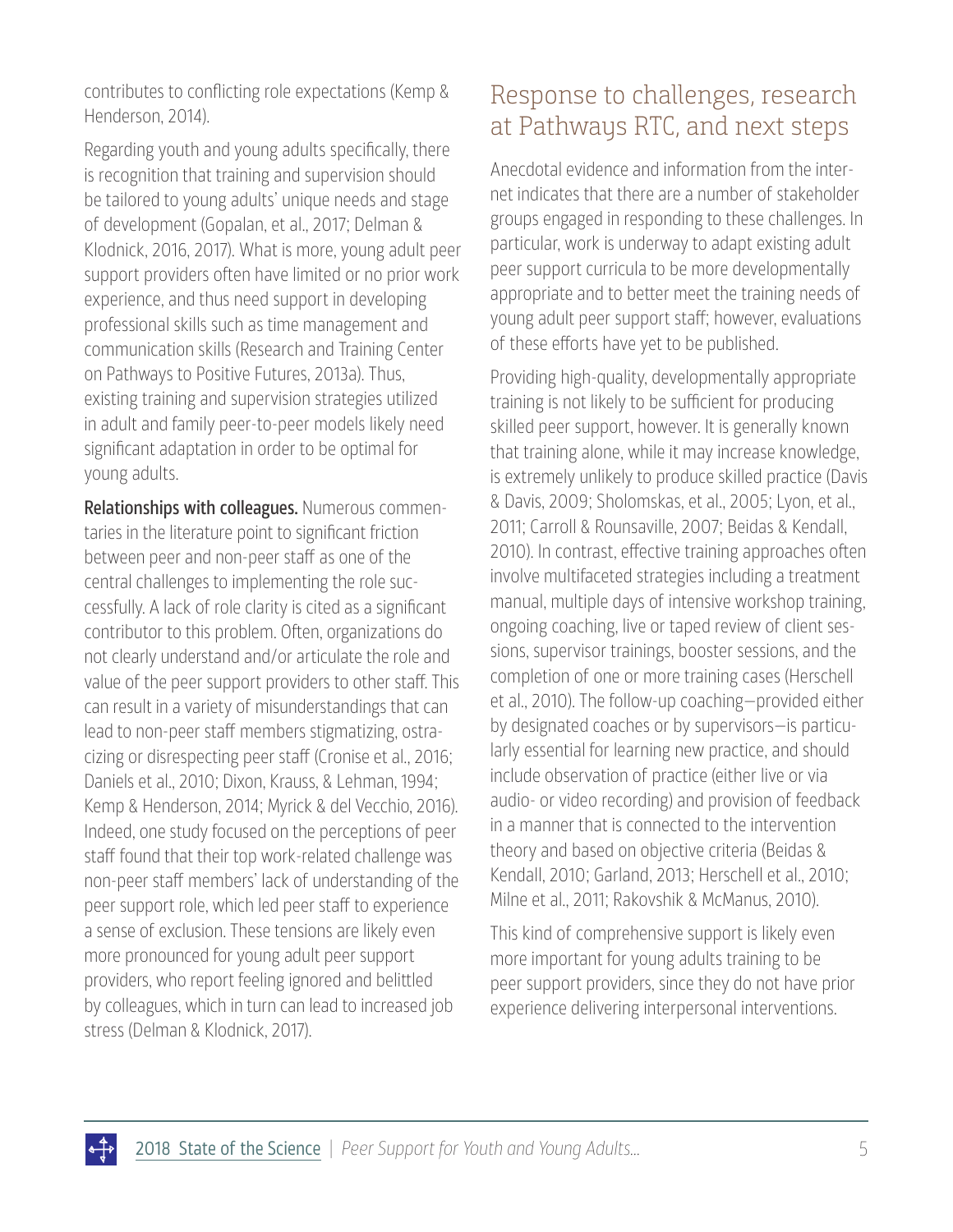contributes to conflicting role expectations (Kemp & Henderson, 2014).

Regarding youth and young adults specifically, there is recognition that training and supervision should be tailored to young adults' unique needs and stage of development (Gopalan, et al., 2017; Delman & Klodnick, 2016, 2017). What is more, young adult peer support providers often have limited or no prior work experience, and thus need support in developing professional skills such as time management and communication skills (Research and Training Center on Pathways to Positive Futures, 2013a). Thus, existing training and supervision strategies utilized in adult and family peer-to-peer models likely need significant adaptation in order to be optimal for young adults.

**Relationships with colleagues.** Numerous commentaries in the literature point to significant friction between peer and non-peer staff as one of the central challenges to implementing the role successfully. A lack of role clarity is cited as a significant contributor to this problem. Often, organizations do not clearly understand and/or articulate the role and value of the peer support providers to other staff. This can result in a variety of misunderstandings that can lead to non-peer staff members stigmatizing, ostracizing or disrespecting peer staff (Cronise et al., 2016; Daniels et al., 2010; Dixon, Krauss, & Lehman, 1994; Kemp & Henderson, 2014; Myrick & del Vecchio, 2016). Indeed, one study focused on the perceptions of peer staff found that their top work-related challenge was non-peer staff members' lack of understanding of the peer support role, which led peer staff to experience a sense of exclusion. These tensions are likely even more pronounced for young adult peer support providers, who report feeling ignored and belittled by colleagues, which in turn can lead to increased job stress (Delman & Klodnick, 2017).

## Response to challenges, research at Pathways RTC, and next steps

Anecdotal evidence and information from the internet indicates that there are a number of stakeholder groups engaged in responding to these challenges. In particular, work is underway to adapt existing adult peer support curricula to be more developmentally appropriate and to better meet the training needs of young adult peer support staff; however, evaluations of these efforts have yet to be published.

Providing high-quality, developmentally appropriate training is not likely to be sufficient for producing skilled peer support, however. It is generally known that training alone, while it may increase knowledge, is extremely unlikely to produce skilled practice (Davis & Davis, 2009; Sholomskas, et al., 2005; Lyon, et al., 2011; Carroll & Rounsaville, 2007; Beidas & Kendall, 2010). In contrast, effective training approaches often involve multifaceted strategies including a treatment manual, multiple days of intensive workshop training, ongoing coaching, live or taped review of client sessions, supervisor trainings, booster sessions, and the completion of one or more training cases (Herschell et al., 2010). The follow-up coaching—provided either by designated coaches or by supervisors—is particularly essential for learning new practice, and should include observation of practice (either live or via audio- or video recording) and provision of feedback in a manner that is connected to the intervention theory and based on objective criteria (Beidas & Kendall, 2010; Garland, 2013; Herschell et al., 2010; Milne et al., 2011; Rakovshik & McManus, 2010).

This kind of comprehensive support is likely even more important for young adults training to be peer support providers, since they do not have prior experience delivering interpersonal interventions.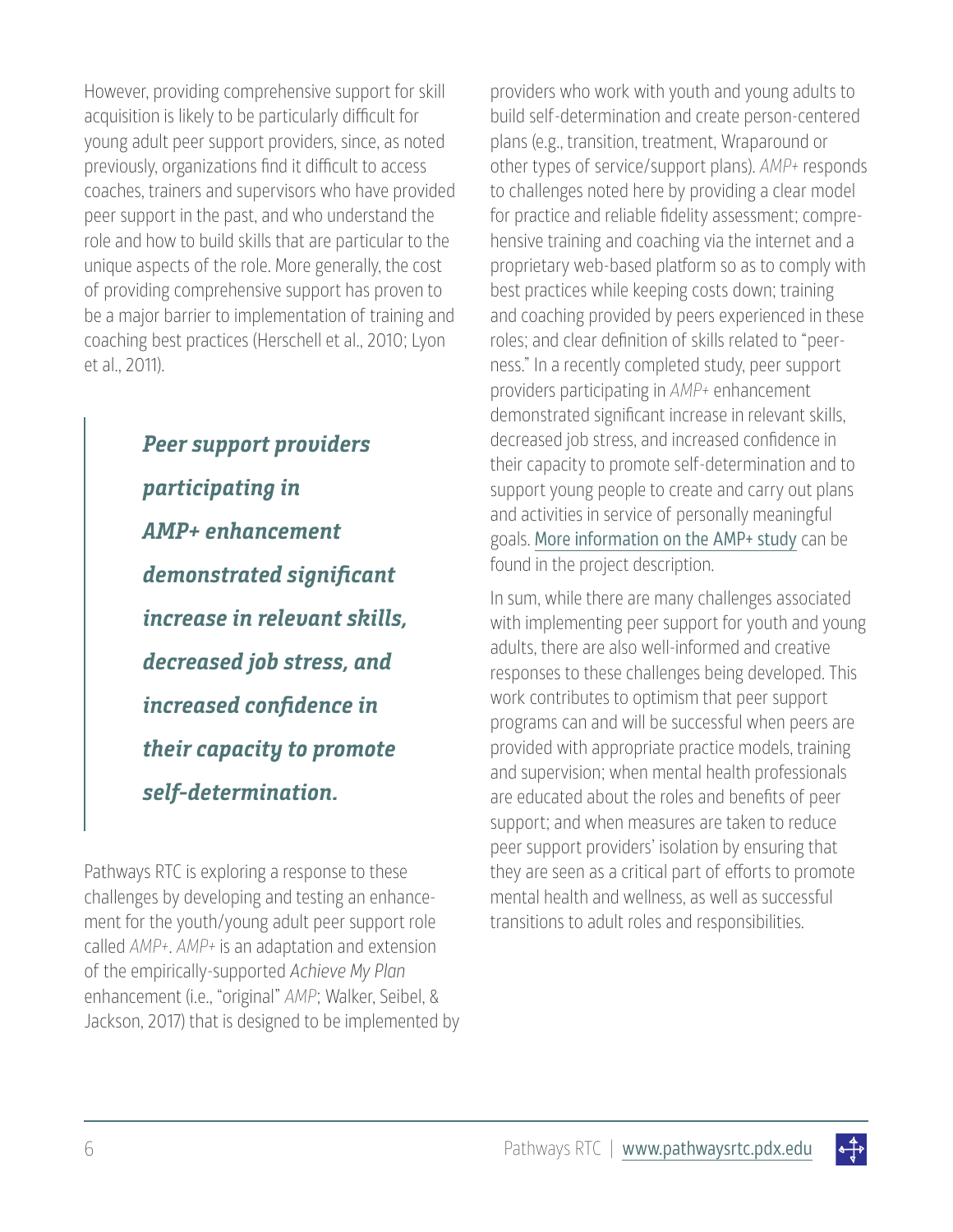However, providing comprehensive support for skill acquisition is likely to be particularly difficult for young adult peer support providers, since, as noted previously, organizations find it difficult to access coaches, trainers and supervisors who have provided peer support in the past, and who understand the role and how to build skills that are particular to the unique aspects of the role. More generally, the cost of providing comprehensive support has proven to be a major barrier to implementation of training and coaching best practices (Herschell et al., 2010; Lyon et al., 2011).

> ***Peer support providers participating in AMP+ enhancement demonstrated significant increase in relevant skills, decreased job stress, and increased confidence in their capacity to promote self-determination.***

Pathways RTC is exploring a response to these challenges by developing and testing an enhancement for the youth/young adult peer support role called *AMP+*. *AMP+* is an adaptation and extension of the empirically-supported *Achieve My Plan* enhancement (i.e., "original" *AMP*; Walker, Seibel, & Jackson, 2017) that is designed to be implemented by providers who work with youth and young adults to build self-determination and create person-centered plans (e.g., transition, treatment, Wraparound or other types of service/support plans). *AMP+* responds to challenges noted here by providing a clear model for practice and reliable fidelity assessment; comprehensive training and coaching via the internet and a proprietary web-based platform so as to comply with best practices while keeping costs down; training and coaching provided by peers experienced in these roles; and clear definition of skills related to "peerness." In a recently completed study, peer support providers participating in *AMP+* enhancement demonstrated significant increase in relevant skills, decreased job stress, and increased confidence in their capacity to promote self-determination and to support young people to create and carry out plans and activities in service of personally meaningful goals. More information on the AMP+ study can be found in the project description.

In sum, while there are many challenges associated with implementing peer support for youth and young adults, there are also well-informed and creative responses to these challenges being developed. This work contributes to optimism that peer support programs can and will be successful when peers are provided with appropriate practice models, training and supervision; when mental health professionals are educated about the roles and benefits of peer support; and when measures are taken to reduce peer support providers' isolation by ensuring that they are seen as a critical part of efforts to promote mental health and wellness, as well as successful transitions to adult roles and responsibilities.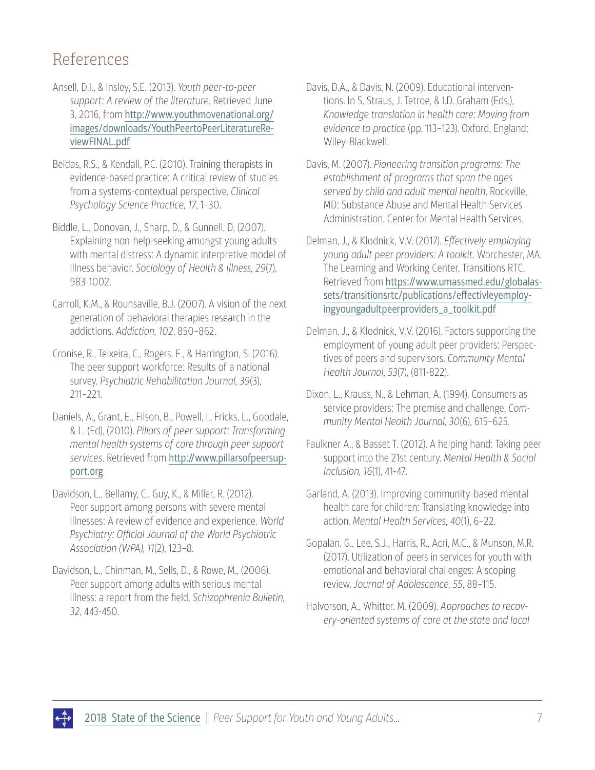## References

Ansell, D.I., & Insley, S.E. (2013). *Youth peer-to-peer support: A review of the literature*. Retrieved June 3, 2016, from http://www.youthmovenational.org/images/downloads/YouthPeertoPeerLiteratureReviewFINAL.pdf

Beidas, R.S., & Kendall, P.C. (2010). Training therapists in evidence-based practice: A critical review of studies from a systems-contextual perspective. *Clinical Psychology Science Practice, 17*, 1–30.

Biddle, L., Donovan, J., Sharp, D., & Gunnell, D. (2007). Explaining non-help-seeking amongst young adults with mental distress: A dynamic interpretive model of illness behavior. *Sociology of Health & Illness, 29*(7), 983-1002.

Carroll, K.M., & Rounsaville, B.J. (2007). A vision of the next generation of behavioral therapies research in the addictions. *Addiction, 102*, 850–862.

Cronise, R., Teixeira, C., Rogers, E., & Harrington, S. (2016). The peer support workforce: Results of a national survey. *Psychiatric Rehabilitation Journal, 39*(3), 211–221.

Daniels, A., Grant, E., Filson, B., Powell, I., Fricks, L., Goodale, & L. (Ed), (2010). *Pillars of peer support: Transforming mental health systems of care through peer support services*. Retrieved from http://www.pillarsofpeersupport.org

Davidson, L., Bellamy, C., Guy, K., & Miller, R. (2012). Peer support among persons with severe mental illnesses: A review of evidence and experience. *World Psychiatry: Official Journal of the World Psychiatric Association (WPA), 11*(2), 123–8.

Davidson, L., Chinman, M., Sells, D., & Rowe, M., (2006). Peer support among adults with serious mental illness: a report from the field. *Schizophrenia Bulletin, 32*, 443-450.

Davis, D.A., & Davis, N. (2009). Educational interventions. In S. Straus, J. Tetroe, & I.D. Graham (Eds.), *Knowledge translation in health care: Moving from evidence to practice* (pp. 113–123). Oxford, England: Wiley-Blackwell.

Davis, M. (2007). *Pioneering transition programs: The establishment of programs that span the ages served by child and adult mental health*. Rockville, MD: Substance Abuse and Mental Health Services Administration, Center for Mental Health Services.

Delman, J., & Klodnick, V.V. (2017). *Effectively employing young adult peer providers: A toolkit*. Worchester, MA. The Learning and Working Center, Transitions RTC. Retrieved from https://www.umassmed.edu/globalassets/transitionsrtc/publications/effectivleyemployingyoungadultpeerproviders_a_toolkit.pdf

Delman, J., & Klodnick, V.V. (2016). Factors supporting the employment of young adult peer providers: Perspectives of peers and supervisors. *Community Mental Health Journal, 53*(7), (811-822).

Dixon, L., Krauss, N., & Lehman, A. (1994). Consumers as service providers: The promise and challenge. *Community Mental Health Journal, 30*(6), 615–625.

Faulkner A., & Basset T. (2012). A helping hand: Taking peer support into the 21st century. *Mental Health & Social Inclusion, 16*(1), 41-47.

Garland, A. (2013). Improving community-based mental health care for children: Translating knowledge into action. *Mental Health Services, 40*(1), 6–22.

Gopalan, G., Lee, S.J., Harris, R., Acri, M.C., & Munson, M.R. (2017). Utilization of peers in services for youth with emotional and behavioral challenges: A scoping review. *Journal of Adolescence, 55*, 88–115.

Halvorson, A., Whitter. M. (2009). *Approaches to recovery-oriented systems of care at the state and local*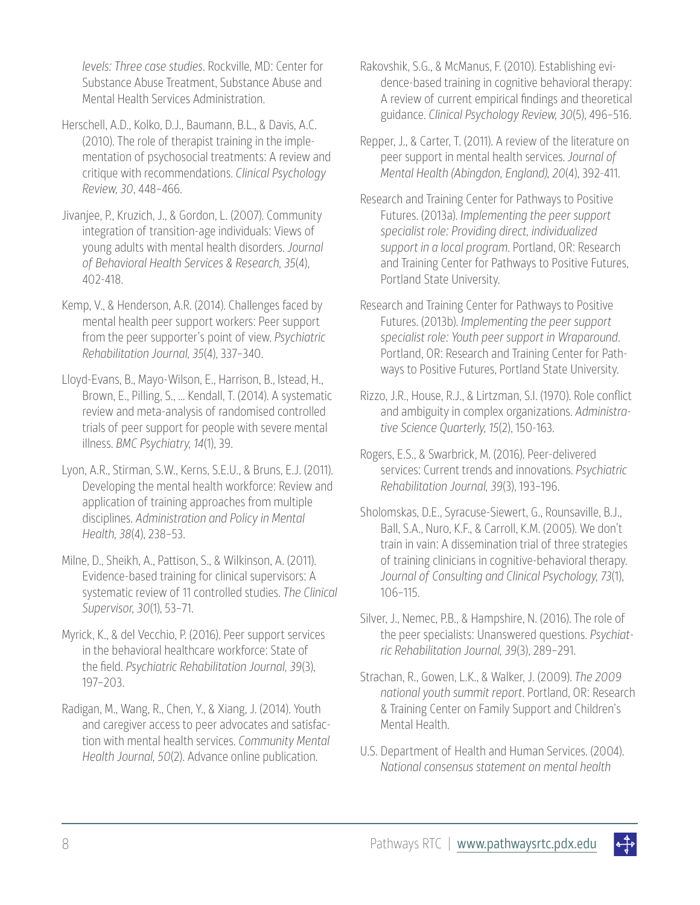*levels: Three case studies*. Rockville, MD: Center for Substance Abuse Treatment, Substance Abuse and Mental Health Services Administration.

Herschell, A.D., Kolko, D.J., Baumann, B.L., & Davis, A.C. (2010). The role of therapist training in the implementation of psychosocial treatments: A review and critique with recommendations. *Clinical Psychology Review, 30*, 448–466.

Jivanjee, P., Kruzich, J., & Gordon, L. (2007). Community integration of transition-age individuals: Views of young adults with mental health disorders. *Journal of Behavioral Health Services & Research, 35*(4), 402-418.

Kemp, V., & Henderson, A.R. (2014). Challenges faced by mental health peer support workers: Peer support from the peer supporter's point of view. *Psychiatric Rehabilitation Journal, 35*(4), 337–340.

Lloyd-Evans, B., Mayo-Wilson, E., Harrison, B., Istead, H., Brown, E., Pilling, S., ... Kendall, T. (2014). A systematic review and meta-analysis of randomised controlled trials of peer support for people with severe mental illness. *BMC Psychiatry, 14*(1), 39.

Lyon, A.R., Stirman, S.W., Kerns, S.E.U., & Bruns, E.J. (2011). Developing the mental health workforce: Review and application of training approaches from multiple disciplines. *Administration and Policy in Mental Health, 38*(4), 238–53.

Milne, D., Sheikh, A., Pattison, S., & Wilkinson, A. (2011). Evidence-based training for clinical supervisors: A systematic review of 11 controlled studies. *The Clinical Supervisor, 30*(1), 53–71.

Myrick, K., & del Vecchio, P. (2016). Peer support services in the behavioral healthcare workforce: State of the field. *Psychiatric Rehabilitation Journal, 39*(3), 197–203.

Radigan, M., Wang, R., Chen, Y., & Xiang, J. (2014). Youth and caregiver access to peer advocates and satisfaction with mental health services. *Community Mental Health Journal, 50*(2). Advance online publication.

Rakovshik, S.G., & McManus, F. (2010). Establishing evidence-based training in cognitive behavioral therapy: A review of current empirical findings and theoretical guidance. *Clinical Psychology Review, 30*(5), 496–516.

Repper, J., & Carter, T. (2011). A review of the literature on peer support in mental health services. *Journal of Mental Health (Abingdon, England), 20*(4), 392-411.

Research and Training Center for Pathways to Positive Futures. (2013a). *Implementing the peer support specialist role: Providing direct, individualized support in a local program*. Portland, OR: Research and Training Center for Pathways to Positive Futures, Portland State University.

Research and Training Center for Pathways to Positive Futures. (2013b). *Implementing the peer support specialist role: Youth peer support in Wraparound*. Portland, OR: Research and Training Center for Pathways to Positive Futures, Portland State University.

Rizzo, J.R., House, R.J., & Lirtzman, S.I. (1970). Role conflict and ambiguity in complex organizations. *Administrative Science Quarterly, 15*(2), 150-163.

Rogers, E.S., & Swarbrick, M. (2016). Peer-delivered services: Current trends and innovations. *Psychiatric Rehabilitation Journal, 39*(3), 193–196.

Sholomskas, D.E., Syracuse-Siewert, G., Rounsaville, B.J., Ball, S.A., Nuro, K.F., & Carroll, K.M. (2005). We don't train in vain: A dissemination trial of three strategies of training clinicians in cognitive-behavioral therapy. *Journal of Consulting and Clinical Psychology, 73*(1), 106–115.

Silver, J., Nemec, P.B., & Hampshire, N. (2016). The role of the peer specialists: Unanswered questions. *Psychiatric Rehabilitation Journal, 39*(3), 289–291.

Strachan, R., Gowen, L.K., & Walker, J. (2009). *The 2009 national youth summit report*. Portland, OR: Research & Training Center on Family Support and Children's Mental Health.

U.S. Department of Health and Human Services. (2004). *National consensus statement on mental health*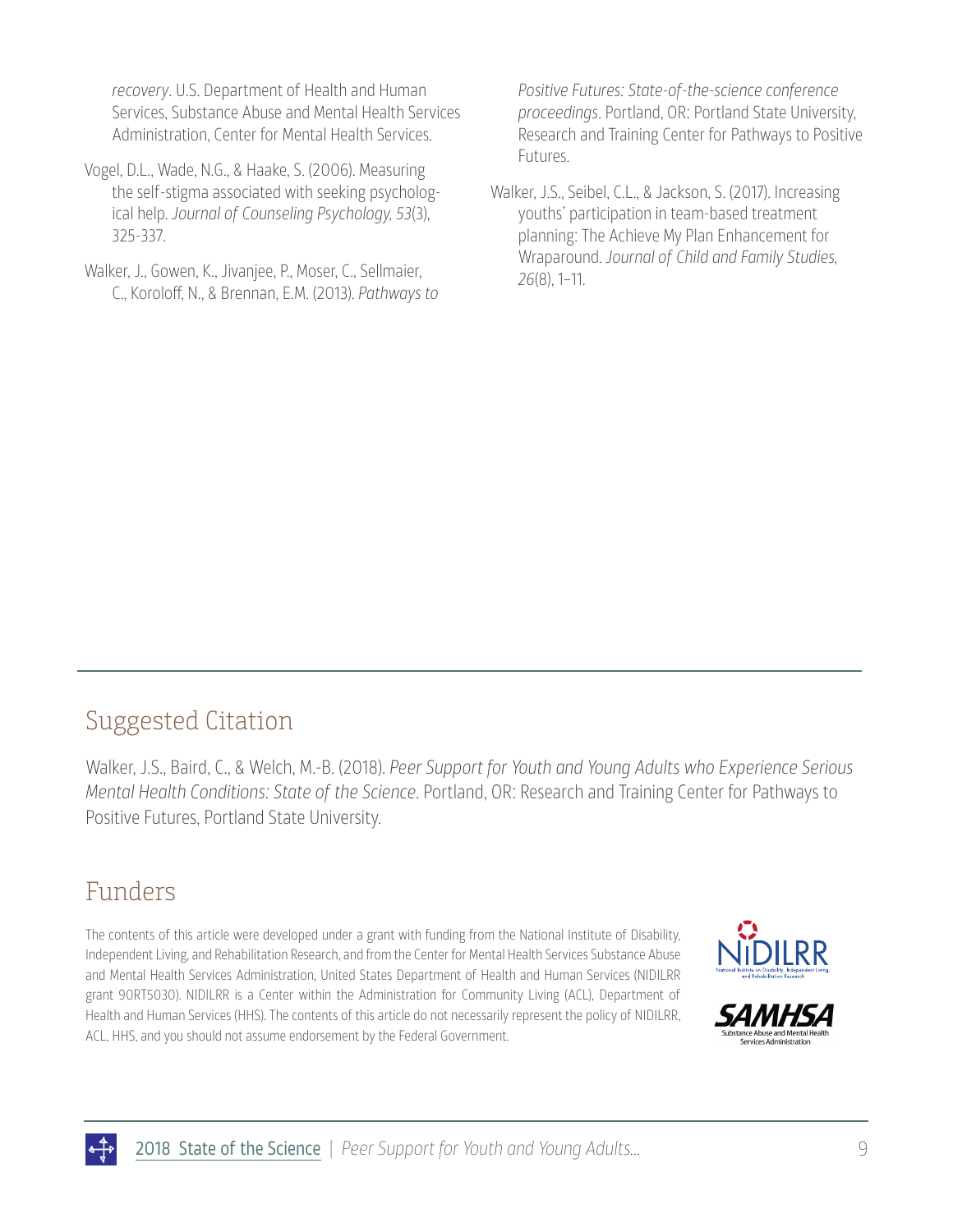*recovery*. U.S. Department of Health and Human Services, Substance Abuse and Mental Health Services Administration, Center for Mental Health Services.

Vogel, D.L., Wade, N.G., & Haake, S. (2006). Measuring the self-stigma associated with seeking psychological help. *Journal of Counseling Psychology, 53*(3), 325-337.

Walker, J., Gowen, K., Jivanjee, P., Moser, C., Sellmaier, C., Koroloff, N., & Brennan, E.M. (2013). *Pathways to Positive Futures: State-of-the-science conference proceedings*. Portland, OR: Portland State University, Research and Training Center for Pathways to Positive Futures.

Walker, J.S., Seibel, C.L., & Jackson, S. (2017). Increasing youths' participation in team-based treatment planning: The Achieve My Plan Enhancement for Wraparound. *Journal of Child and Family Studies, 26*(8), 1–11.

## Suggested Citation

Walker, J.S., Baird, C., & Welch, M.-B. (2018). *Peer Support for Youth and Young Adults who Experience Serious Mental Health Conditions: State of the Science*. Portland, OR: Research and Training Center for Pathways to Positive Futures, Portland State University.

## Funders

The contents of this article were developed under a grant with funding from the National Institute of Disability, Independent Living, and Rehabilitation Research, and from the Center for Mental Health Services Substance Abuse and Mental Health Services Administration, United States Department of Health and Human Services (NIDILRR grant 90RT5030). NIDILRR is a Center within the Administration for Community Living (ACL), Department of Health and Human Services (HHS). The contents of this article do not necessarily represent the policy of NIDILRR, ACL, HHS, and you should not assume endorsement by the Federal Government.

NIDILRR
National Institute on Disability, Independent Living, and Rehabilitation Research

SAMHSA
Substance Abuse and Mental Health Services Administration